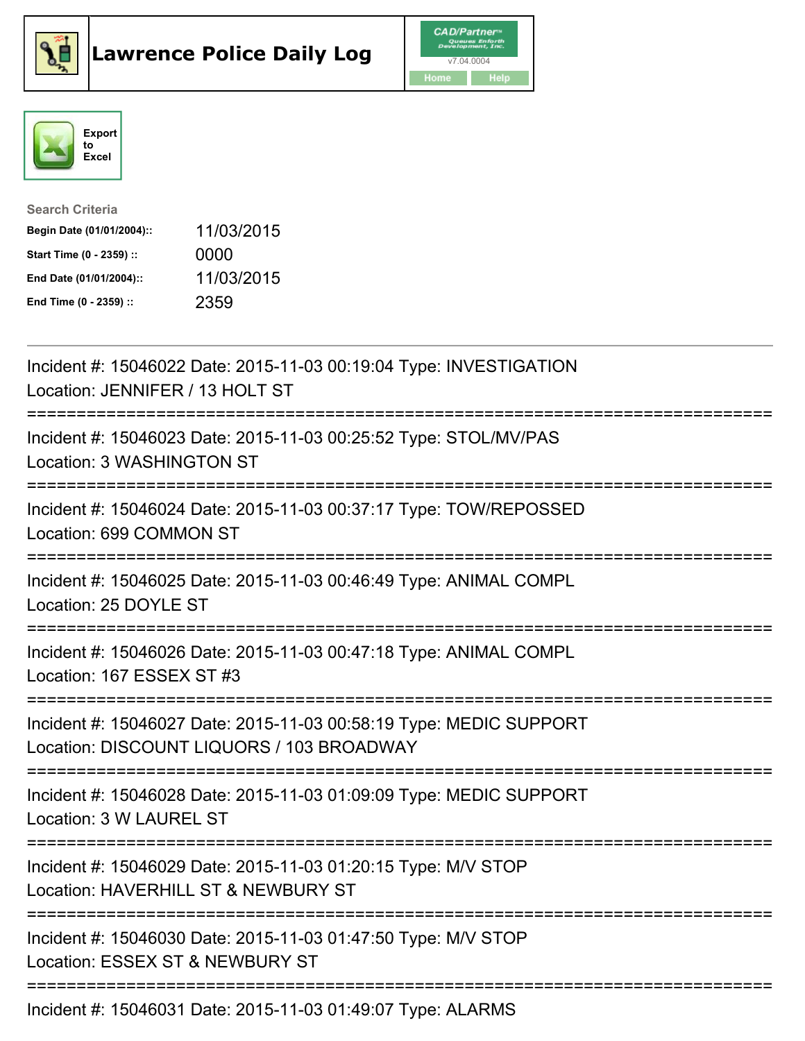# Lawrence Police Daily Log

CAD/Partner™ Queues Enforth Development, Inc.
v7.04.0004
Home Help

Export to Excel

**Search Criteria**

| | |
|---|---|
| **Begin Date (01/01/2004)::** | 11/03/2015 |
| **Start Time (0 - 2359) ::** | 0000 |
| **End Date (01/01/2004)::** | 11/03/2015 |
| **End Time (0 - 2359) ::** | 2359 |

---

Incident #: 15046022 Date: 2015-11-03 00:19:04 Type: INVESTIGATION
Location: JENNIFER / 13 HOLT ST

===========================================================================

Incident #: 15046023 Date: 2015-11-03 00:25:52 Type: STOL/MV/PAS
Location: 3 WASHINGTON ST

===========================================================================

Incident #: 15046024 Date: 2015-11-03 00:37:17 Type: TOW/REPOSSED
Location: 699 COMMON ST

===========================================================================

Incident #: 15046025 Date: 2015-11-03 00:46:49 Type: ANIMAL COMPL
Location: 25 DOYLE ST

===========================================================================

Incident #: 15046026 Date: 2015-11-03 00:47:18 Type: ANIMAL COMPL
Location: 167 ESSEX ST #3

===========================================================================

Incident #: 15046027 Date: 2015-11-03 00:58:19 Type: MEDIC SUPPORT
Location: DISCOUNT LIQUORS / 103 BROADWAY

===========================================================================

Incident #: 15046028 Date: 2015-11-03 01:09:09 Type: MEDIC SUPPORT
Location: 3 W LAUREL ST

===========================================================================

Incident #: 15046029 Date: 2015-11-03 01:20:15 Type: M/V STOP
Location: HAVERHILL ST & NEWBURY ST

===========================================================================

Incident #: 15046030 Date: 2015-11-03 01:47:50 Type: M/V STOP
Location: ESSEX ST & NEWBURY ST

===========================================================================

Incident #: 15046031 Date: 2015-11-03 01:49:07 Type: ALARMS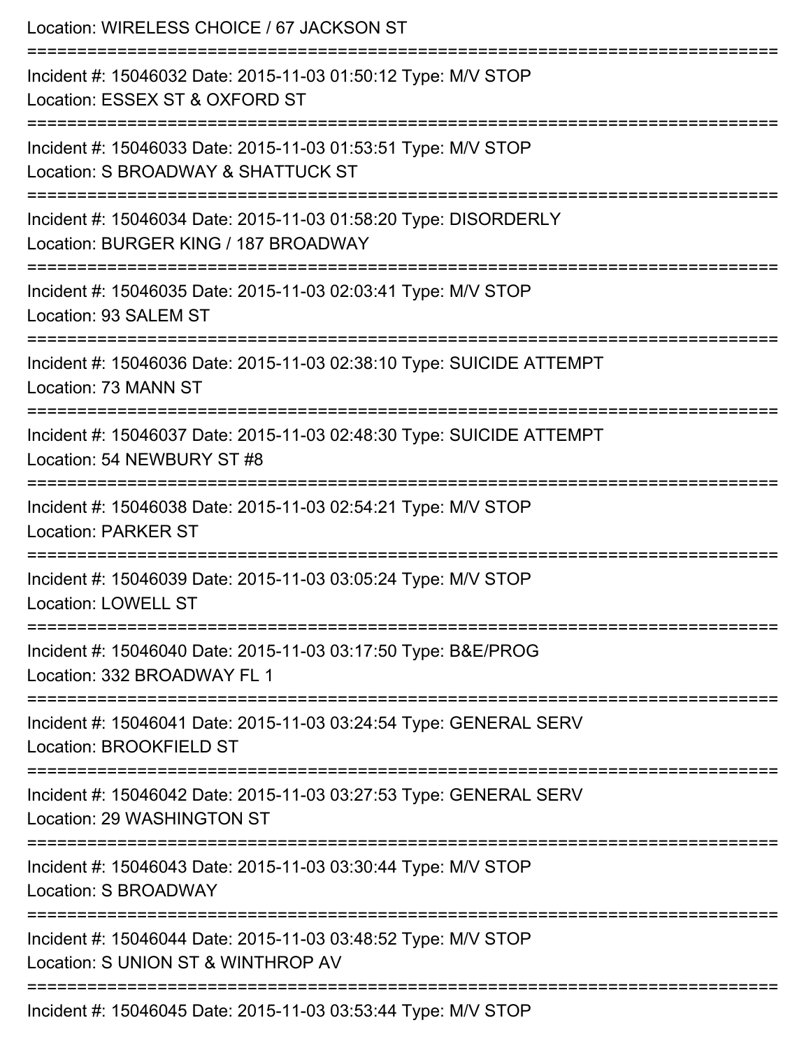Location: WIRELESS CHOICE / 67 JACKSON ST

===========================================================================

Incident #: 15046032 Date: 2015-11-03 01:50:12 Type: M/V STOP
Location: ESSEX ST & OXFORD ST

===========================================================================

Incident #: 15046033 Date: 2015-11-03 01:53:51 Type: M/V STOP
Location: S BROADWAY & SHATTUCK ST

===========================================================================

Incident #: 15046034 Date: 2015-11-03 01:58:20 Type: DISORDERLY
Location: BURGER KING / 187 BROADWAY

===========================================================================

Incident #: 15046035 Date: 2015-11-03 02:03:41 Type: M/V STOP
Location: 93 SALEM ST

===========================================================================

Incident #: 15046036 Date: 2015-11-03 02:38:10 Type: SUICIDE ATTEMPT
Location: 73 MANN ST

===========================================================================

Incident #: 15046037 Date: 2015-11-03 02:48:30 Type: SUICIDE ATTEMPT
Location: 54 NEWBURY ST #8

===========================================================================

Incident #: 15046038 Date: 2015-11-03 02:54:21 Type: M/V STOP
Location: PARKER ST

===========================================================================

Incident #: 15046039 Date: 2015-11-03 03:05:24 Type: M/V STOP
Location: LOWELL ST

===========================================================================

Incident #: 15046040 Date: 2015-11-03 03:17:50 Type: B&E/PROG
Location: 332 BROADWAY FL 1

===========================================================================

Incident #: 15046041 Date: 2015-11-03 03:24:54 Type: GENERAL SERV
Location: BROOKFIELD ST

===========================================================================

Incident #: 15046042 Date: 2015-11-03 03:27:53 Type: GENERAL SERV
Location: 29 WASHINGTON ST

===========================================================================

Incident #: 15046043 Date: 2015-11-03 03:30:44 Type: M/V STOP
Location: S BROADWAY

===========================================================================

Incident #: 15046044 Date: 2015-11-03 03:48:52 Type: M/V STOP
Location: S UNION ST & WINTHROP AV

===========================================================================

Incident #: 15046045 Date: 2015-11-03 03:53:44 Type: M/V STOP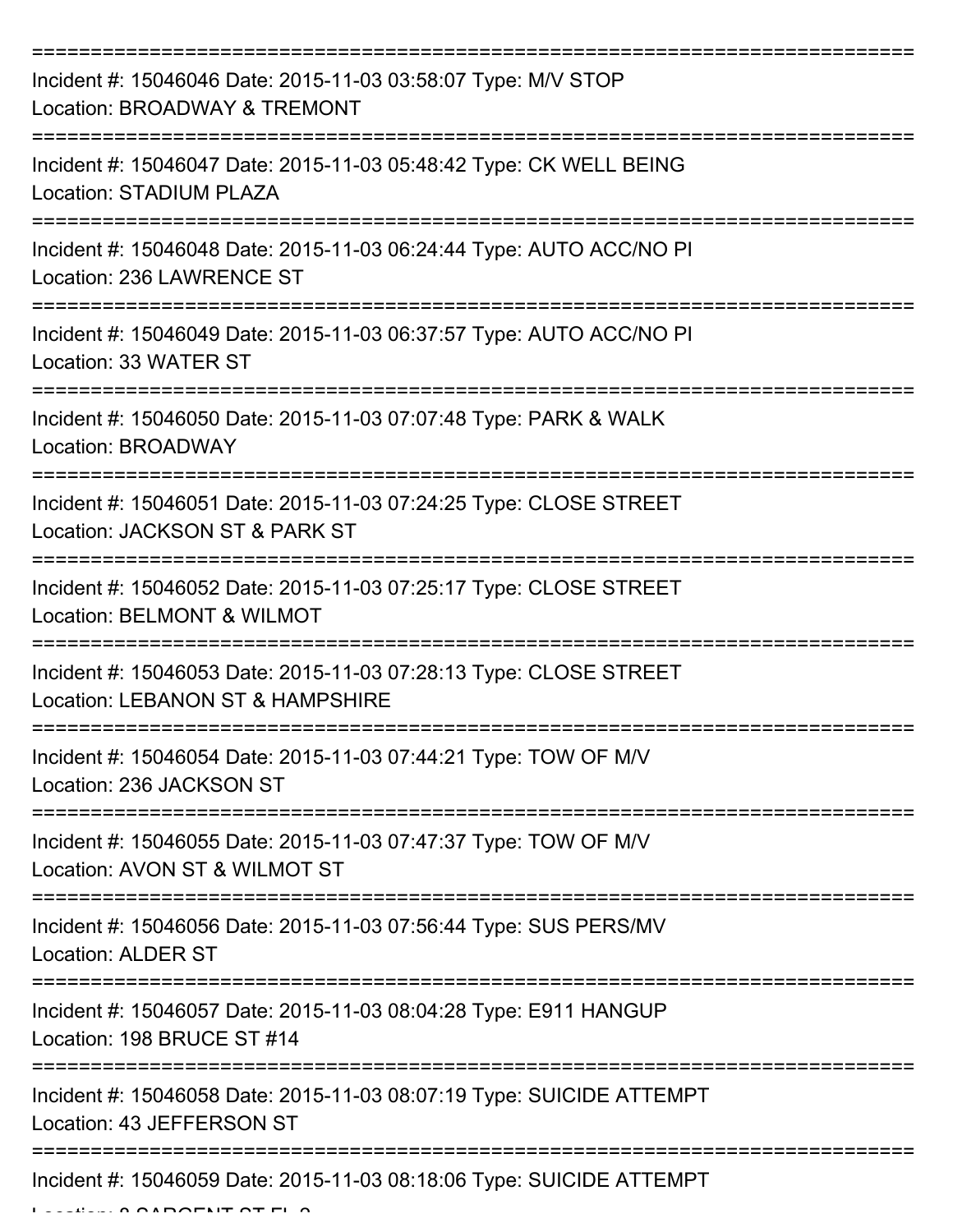===========================================================================

Incident #: 15046046 Date: 2015-11-03 03:58:07 Type: M/V STOP
Location: BROADWAY & TREMONT

===========================================================================

Incident #: 15046047 Date: 2015-11-03 05:48:42 Type: CK WELL BEING
Location: STADIUM PLAZA

===========================================================================

Incident #: 15046048 Date: 2015-11-03 06:24:44 Type: AUTO ACC/NO PI
Location: 236 LAWRENCE ST

===========================================================================

Incident #: 15046049 Date: 2015-11-03 06:37:57 Type: AUTO ACC/NO PI
Location: 33 WATER ST

===========================================================================

Incident #: 15046050 Date: 2015-11-03 07:07:48 Type: PARK & WALK
Location: BROADWAY

===========================================================================

Incident #: 15046051 Date: 2015-11-03 07:24:25 Type: CLOSE STREET
Location: JACKSON ST & PARK ST

===========================================================================

Incident #: 15046052 Date: 2015-11-03 07:25:17 Type: CLOSE STREET
Location: BELMONT & WILMOT

===========================================================================

Incident #: 15046053 Date: 2015-11-03 07:28:13 Type: CLOSE STREET
Location: LEBANON ST & HAMPSHIRE

===========================================================================

Incident #: 15046054 Date: 2015-11-03 07:44:21 Type: TOW OF M/V
Location: 236 JACKSON ST

===========================================================================

Incident #: 15046055 Date: 2015-11-03 07:47:37 Type: TOW OF M/V
Location: AVON ST & WILMOT ST

===========================================================================

Incident #: 15046056 Date: 2015-11-03 07:56:44 Type: SUS PERS/MV
Location: ALDER ST

===========================================================================

Incident #: 15046057 Date: 2015-11-03 08:04:28 Type: E911 HANGUP
Location: 198 BRUCE ST #14

===========================================================================

Incident #: 15046058 Date: 2015-11-03 08:07:19 Type: SUICIDE ATTEMPT
Location: 43 JEFFERSON ST

===========================================================================

Incident #: 15046059 Date: 2015-11-03 08:18:06 Type: SUICIDE ATTEMPT
Location: 8 SARGENT ST FL 2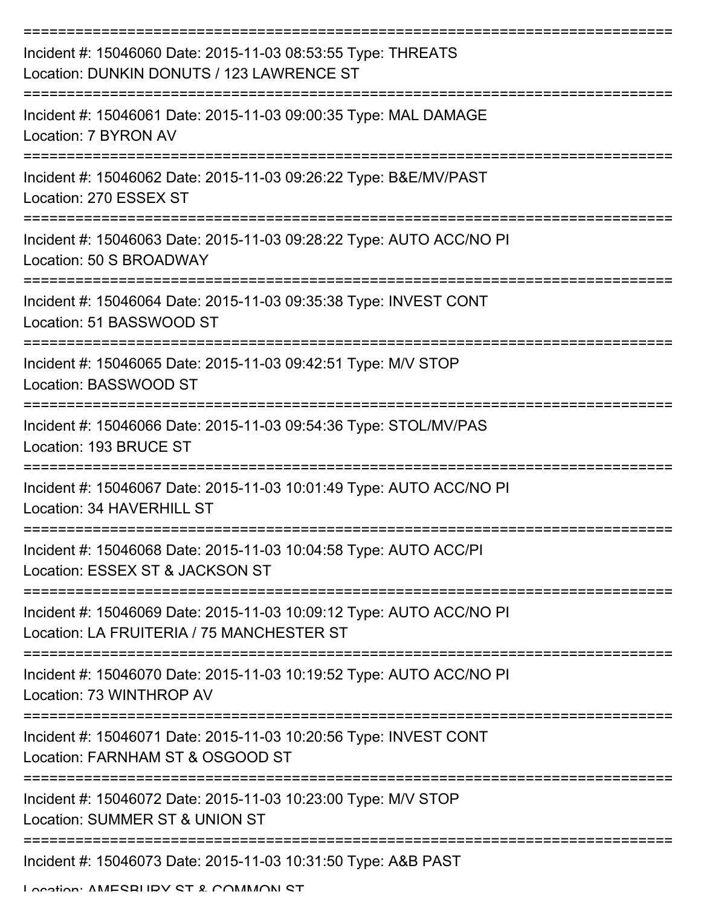Incident #: 15046060 Date: 2015-11-03 08:53:55 Type: THREATS
Location: DUNKIN DONUTS / 123 LAWRENCE ST

Incident #: 15046061 Date: 2015-11-03 09:00:35 Type: MAL DAMAGE
Location: 7 BYRON AV

Incident #: 15046062 Date: 2015-11-03 09:26:22 Type: B&E/MV/PAST
Location: 270 ESSEX ST

Incident #: 15046063 Date: 2015-11-03 09:28:22 Type: AUTO ACC/NO PI
Location: 50 S BROADWAY

Incident #: 15046064 Date: 2015-11-03 09:35:38 Type: INVEST CONT
Location: 51 BASSWOOD ST

Incident #: 15046065 Date: 2015-11-03 09:42:51 Type: M/V STOP
Location: BASSWOOD ST

Incident #: 15046066 Date: 2015-11-03 09:54:36 Type: STOL/MV/PAS
Location: 193 BRUCE ST

Incident #: 15046067 Date: 2015-11-03 10:01:49 Type: AUTO ACC/NO PI
Location: 34 HAVERHILL ST

Incident #: 15046068 Date: 2015-11-03 10:04:58 Type: AUTO ACC/PI
Location: ESSEX ST & JACKSON ST

Incident #: 15046069 Date: 2015-11-03 10:09:12 Type: AUTO ACC/NO PI
Location: LA FRUITERIA / 75 MANCHESTER ST

Incident #: 15046070 Date: 2015-11-03 10:19:52 Type: AUTO ACC/NO PI
Location: 73 WINTHROP AV

Incident #: 15046071 Date: 2015-11-03 10:20:56 Type: INVEST CONT
Location: FARNHAM ST & OSGOOD ST

Incident #: 15046072 Date: 2015-11-03 10:23:00 Type: M/V STOP
Location: SUMMER ST & UNION ST

Incident #: 15046073 Date: 2015-11-03 10:31:50 Type: A&B PAST
Location: AMESBURY ST & COMMON ST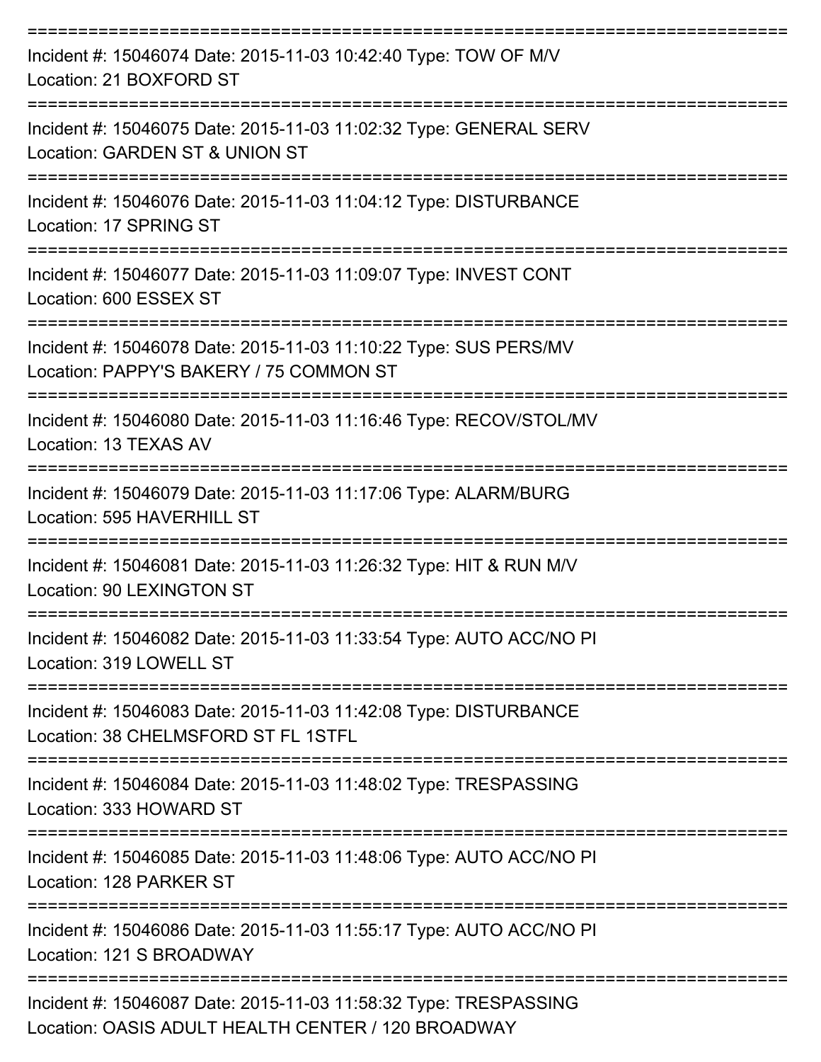===========================================================================

Incident #: 15046074 Date: 2015-11-03 10:42:40 Type: TOW OF M/V
Location: 21 BOXFORD ST

===========================================================================

Incident #: 15046075 Date: 2015-11-03 11:02:32 Type: GENERAL SERV
Location: GARDEN ST & UNION ST

===========================================================================

Incident #: 15046076 Date: 2015-11-03 11:04:12 Type: DISTURBANCE
Location: 17 SPRING ST

===========================================================================

Incident #: 15046077 Date: 2015-11-03 11:09:07 Type: INVEST CONT
Location: 600 ESSEX ST

===========================================================================

Incident #: 15046078 Date: 2015-11-03 11:10:22 Type: SUS PERS/MV
Location: PAPPY'S BAKERY / 75 COMMON ST

===========================================================================

Incident #: 15046080 Date: 2015-11-03 11:16:46 Type: RECOV/STOL/MV
Location: 13 TEXAS AV

===========================================================================

Incident #: 15046079 Date: 2015-11-03 11:17:06 Type: ALARM/BURG
Location: 595 HAVERHILL ST

===========================================================================

Incident #: 15046081 Date: 2015-11-03 11:26:32 Type: HIT & RUN M/V
Location: 90 LEXINGTON ST

===========================================================================

Incident #: 15046082 Date: 2015-11-03 11:33:54 Type: AUTO ACC/NO PI
Location: 319 LOWELL ST

===========================================================================

Incident #: 15046083 Date: 2015-11-03 11:42:08 Type: DISTURBANCE
Location: 38 CHELMSFORD ST FL 1STFL

===========================================================================

Incident #: 15046084 Date: 2015-11-03 11:48:02 Type: TRESPASSING
Location: 333 HOWARD ST

===========================================================================

Incident #: 15046085 Date: 2015-11-03 11:48:06 Type: AUTO ACC/NO PI
Location: 128 PARKER ST

===========================================================================

Incident #: 15046086 Date: 2015-11-03 11:55:17 Type: AUTO ACC/NO PI
Location: 121 S BROADWAY

===========================================================================

Incident #: 15046087 Date: 2015-11-03 11:58:32 Type: TRESPASSING
Location: OASIS ADULT HEALTH CENTER / 120 BROADWAY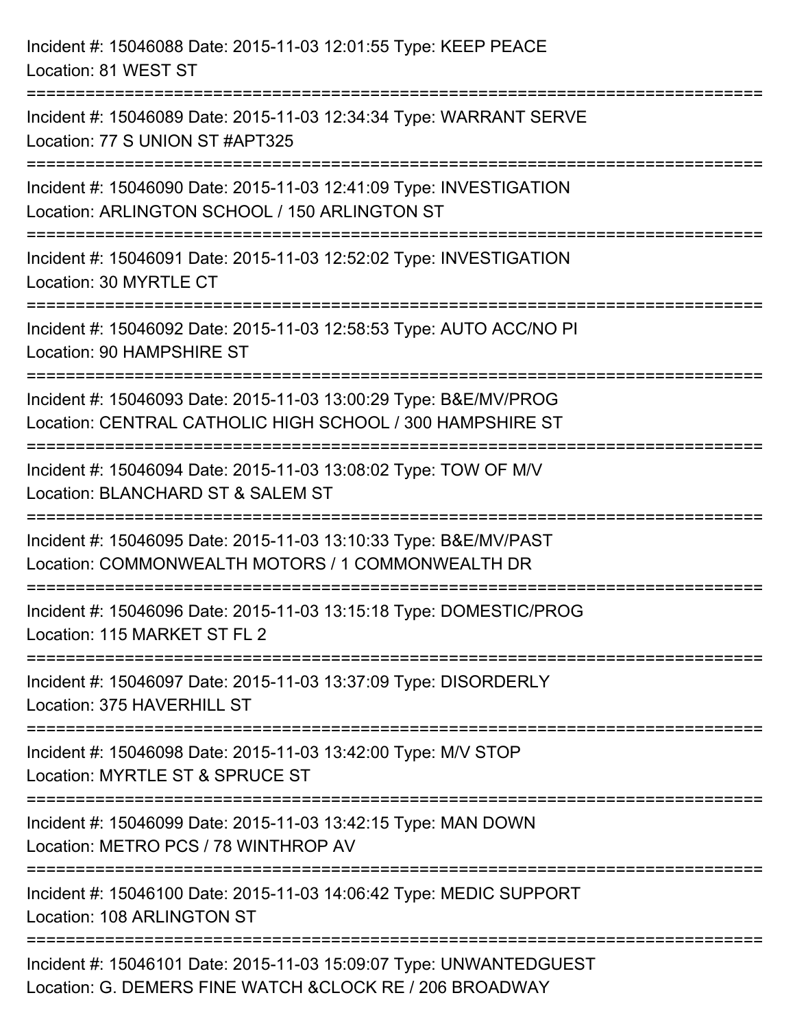Incident #: 15046088 Date: 2015-11-03 12:01:55 Type: KEEP PEACE
Location: 81 WEST ST

===========================================================================

Incident #: 15046089 Date: 2015-11-03 12:34:34 Type: WARRANT SERVE
Location: 77 S UNION ST #APT325

===========================================================================

Incident #: 15046090 Date: 2015-11-03 12:41:09 Type: INVESTIGATION
Location: ARLINGTON SCHOOL / 150 ARLINGTON ST

===========================================================================

Incident #: 15046091 Date: 2015-11-03 12:52:02 Type: INVESTIGATION
Location: 30 MYRTLE CT

===========================================================================

Incident #: 15046092 Date: 2015-11-03 12:58:53 Type: AUTO ACC/NO PI
Location: 90 HAMPSHIRE ST

===========================================================================

Incident #: 15046093 Date: 2015-11-03 13:00:29 Type: B&E/MV/PROG
Location: CENTRAL CATHOLIC HIGH SCHOOL / 300 HAMPSHIRE ST

===========================================================================

Incident #: 15046094 Date: 2015-11-03 13:08:02 Type: TOW OF M/V
Location: BLANCHARD ST & SALEM ST

===========================================================================

Incident #: 15046095 Date: 2015-11-03 13:10:33 Type: B&E/MV/PAST
Location: COMMONWEALTH MOTORS / 1 COMMONWEALTH DR

===========================================================================

Incident #: 15046096 Date: 2015-11-03 13:15:18 Type: DOMESTIC/PROG
Location: 115 MARKET ST FL 2

===========================================================================

Incident #: 15046097 Date: 2015-11-03 13:37:09 Type: DISORDERLY
Location: 375 HAVERHILL ST

===========================================================================

Incident #: 15046098 Date: 2015-11-03 13:42:00 Type: M/V STOP
Location: MYRTLE ST & SPRUCE ST

===========================================================================

Incident #: 15046099 Date: 2015-11-03 13:42:15 Type: MAN DOWN
Location: METRO PCS / 78 WINTHROP AV

===========================================================================

Incident #: 15046100 Date: 2015-11-03 14:06:42 Type: MEDIC SUPPORT
Location: 108 ARLINGTON ST

===========================================================================

Incident #: 15046101 Date: 2015-11-03 15:09:07 Type: UNWANTEDGUEST
Location: G. DEMERS FINE WATCH &CLOCK RE / 206 BROADWAY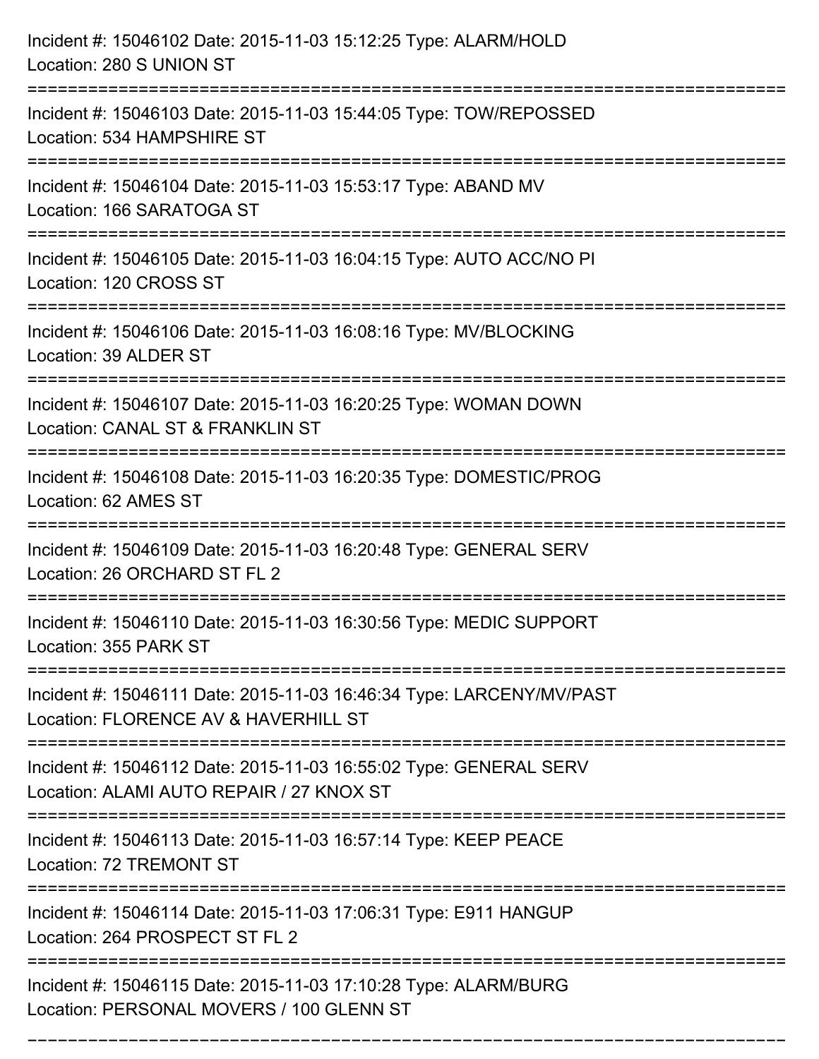Incident #: 15046102 Date: 2015-11-03 15:12:25 Type: ALARM/HOLD
Location: 280 S UNION ST

===========================================================================

Incident #: 15046103 Date: 2015-11-03 15:44:05 Type: TOW/REPOSSED
Location: 534 HAMPSHIRE ST

===========================================================================

Incident #: 15046104 Date: 2015-11-03 15:53:17 Type: ABAND MV
Location: 166 SARATOGA ST

===========================================================================

Incident #: 15046105 Date: 2015-11-03 16:04:15 Type: AUTO ACC/NO PI
Location: 120 CROSS ST

===========================================================================

Incident #: 15046106 Date: 2015-11-03 16:08:16 Type: MV/BLOCKING
Location: 39 ALDER ST

===========================================================================

Incident #: 15046107 Date: 2015-11-03 16:20:25 Type: WOMAN DOWN
Location: CANAL ST & FRANKLIN ST

===========================================================================

Incident #: 15046108 Date: 2015-11-03 16:20:35 Type: DOMESTIC/PROG
Location: 62 AMES ST

===========================================================================

Incident #: 15046109 Date: 2015-11-03 16:20:48 Type: GENERAL SERV
Location: 26 ORCHARD ST FL 2

===========================================================================

Incident #: 15046110 Date: 2015-11-03 16:30:56 Type: MEDIC SUPPORT
Location: 355 PARK ST

===========================================================================

Incident #: 15046111 Date: 2015-11-03 16:46:34 Type: LARCENY/MV/PAST
Location: FLORENCE AV & HAVERHILL ST

===========================================================================

Incident #: 15046112 Date: 2015-11-03 16:55:02 Type: GENERAL SERV
Location: ALAMI AUTO REPAIR / 27 KNOX ST

===========================================================================

Incident #: 15046113 Date: 2015-11-03 16:57:14 Type: KEEP PEACE
Location: 72 TREMONT ST

===========================================================================

Incident #: 15046114 Date: 2015-11-03 17:06:31 Type: E911 HANGUP
Location: 264 PROSPECT ST FL 2

===========================================================================

Incident #: 15046115 Date: 2015-11-03 17:10:28 Type: ALARM/BURG
Location: PERSONAL MOVERS / 100 GLENN ST

===========================================================================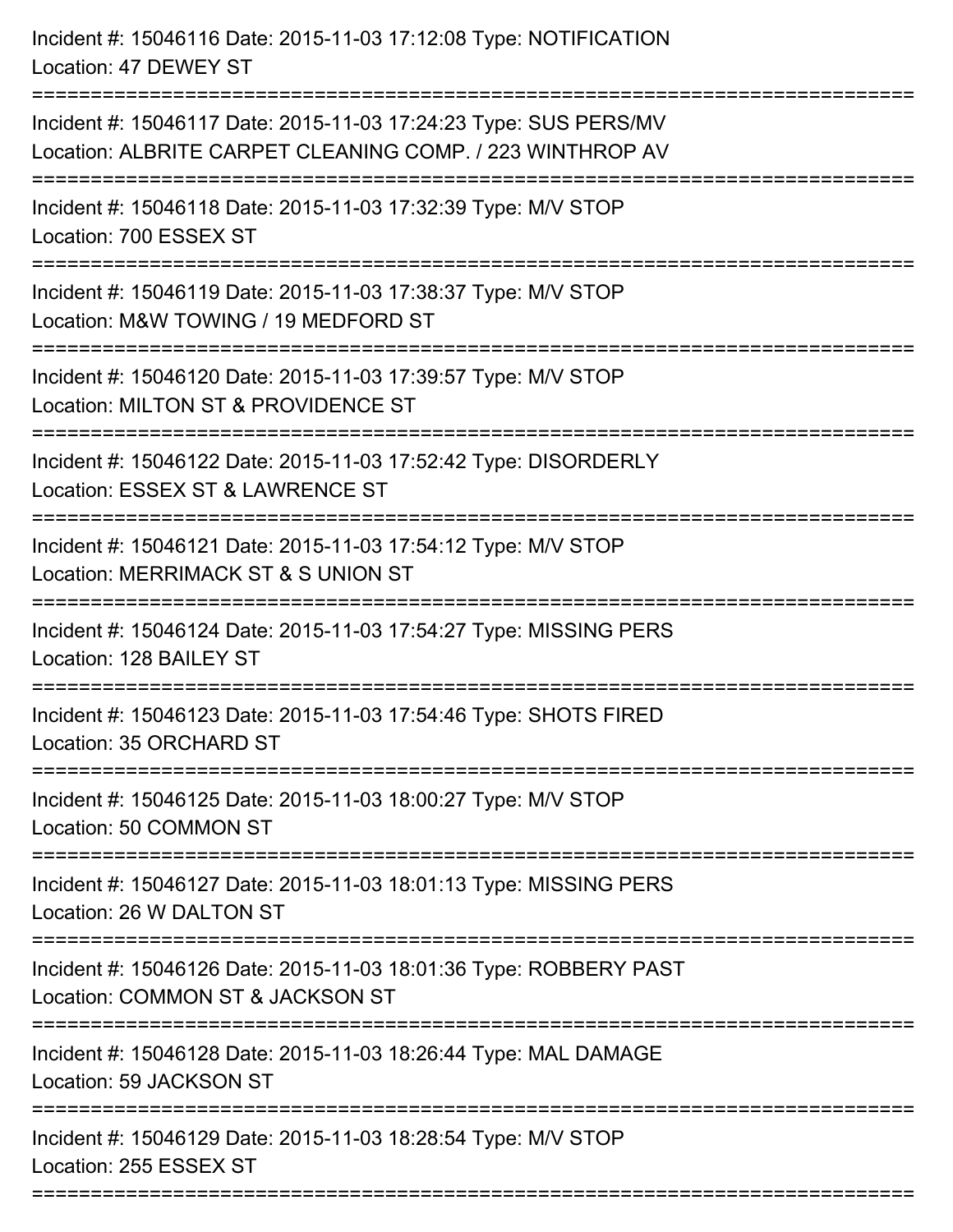Incident #: 15046116 Date: 2015-11-03 17:12:08 Type: NOTIFICATION
Location: 47 DEWEY ST

===========================================================================

Incident #: 15046117 Date: 2015-11-03 17:24:23 Type: SUS PERS/MV
Location: ALBRITE CARPET CLEANING COMP. / 223 WINTHROP AV

===========================================================================

Incident #: 15046118 Date: 2015-11-03 17:32:39 Type: M/V STOP
Location: 700 ESSEX ST

===========================================================================

Incident #: 15046119 Date: 2015-11-03 17:38:37 Type: M/V STOP
Location: M&W TOWING / 19 MEDFORD ST

===========================================================================

Incident #: 15046120 Date: 2015-11-03 17:39:57 Type: M/V STOP
Location: MILTON ST & PROVIDENCE ST

===========================================================================

Incident #: 15046122 Date: 2015-11-03 17:52:42 Type: DISORDERLY
Location: ESSEX ST & LAWRENCE ST

===========================================================================

Incident #: 15046121 Date: 2015-11-03 17:54:12 Type: M/V STOP
Location: MERRIMACK ST & S UNION ST

===========================================================================

Incident #: 15046124 Date: 2015-11-03 17:54:27 Type: MISSING PERS
Location: 128 BAILEY ST

===========================================================================

Incident #: 15046123 Date: 2015-11-03 17:54:46 Type: SHOTS FIRED
Location: 35 ORCHARD ST

===========================================================================

Incident #: 15046125 Date: 2015-11-03 18:00:27 Type: M/V STOP
Location: 50 COMMON ST

===========================================================================

Incident #: 15046127 Date: 2015-11-03 18:01:13 Type: MISSING PERS
Location: 26 W DALTON ST

===========================================================================

Incident #: 15046126 Date: 2015-11-03 18:01:36 Type: ROBBERY PAST
Location: COMMON ST & JACKSON ST

===========================================================================

Incident #: 15046128 Date: 2015-11-03 18:26:44 Type: MAL DAMAGE
Location: 59 JACKSON ST

===========================================================================

Incident #: 15046129 Date: 2015-11-03 18:28:54 Type: M/V STOP
Location: 255 ESSEX ST

===========================================================================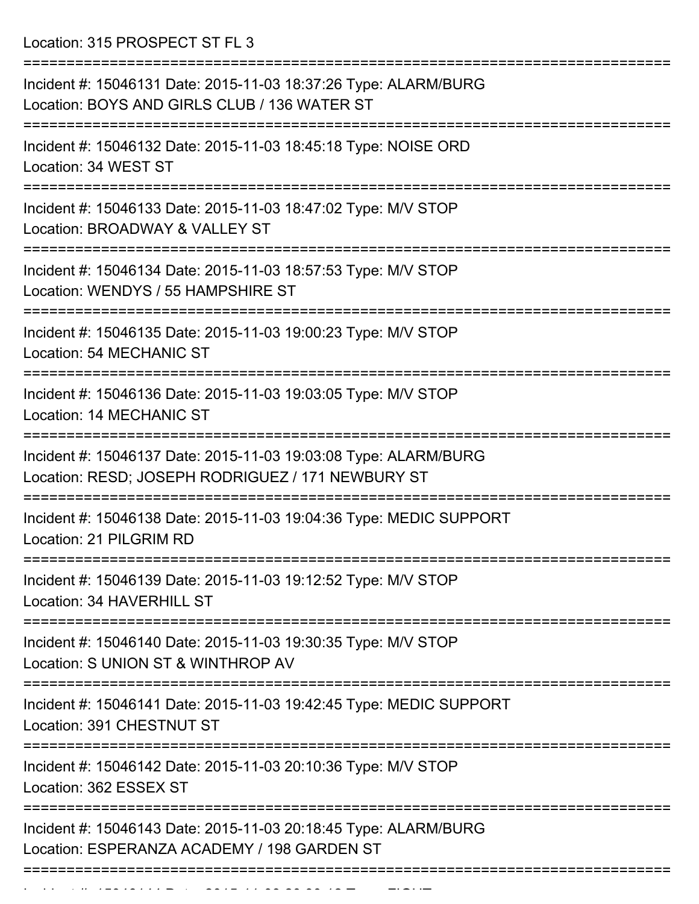Location: 315 PROSPECT ST FL 3

===========================================================================

Incident #: 15046131 Date: 2015-11-03 18:37:26 Type: ALARM/BURG
Location: BOYS AND GIRLS CLUB / 136 WATER ST

===========================================================================

Incident #: 15046132 Date: 2015-11-03 18:45:18 Type: NOISE ORD
Location: 34 WEST ST

===========================================================================

Incident #: 15046133 Date: 2015-11-03 18:47:02 Type: M/V STOP
Location: BROADWAY & VALLEY ST

===========================================================================

Incident #: 15046134 Date: 2015-11-03 18:57:53 Type: M/V STOP
Location: WENDYS / 55 HAMPSHIRE ST

===========================================================================

Incident #: 15046135 Date: 2015-11-03 19:00:23 Type: M/V STOP
Location: 54 MECHANIC ST

===========================================================================

Incident #: 15046136 Date: 2015-11-03 19:03:05 Type: M/V STOP
Location: 14 MECHANIC ST

===========================================================================

Incident #: 15046137 Date: 2015-11-03 19:03:08 Type: ALARM/BURG
Location: RESD; JOSEPH RODRIGUEZ / 171 NEWBURY ST

===========================================================================

Incident #: 15046138 Date: 2015-11-03 19:04:36 Type: MEDIC SUPPORT
Location: 21 PILGRIM RD

===========================================================================

Incident #: 15046139 Date: 2015-11-03 19:12:52 Type: M/V STOP
Location: 34 HAVERHILL ST

===========================================================================

Incident #: 15046140 Date: 2015-11-03 19:30:35 Type: M/V STOP
Location: S UNION ST & WINTHROP AV

===========================================================================

Incident #: 15046141 Date: 2015-11-03 19:42:45 Type: MEDIC SUPPORT
Location: 391 CHESTNUT ST

===========================================================================

Incident #: 15046142 Date: 2015-11-03 20:10:36 Type: M/V STOP
Location: 362 ESSEX ST

===========================================================================

Incident #: 15046143 Date: 2015-11-03 20:18:45 Type: ALARM/BURG
Location: ESPERANZA ACADEMY / 198 GARDEN ST

===========================================================================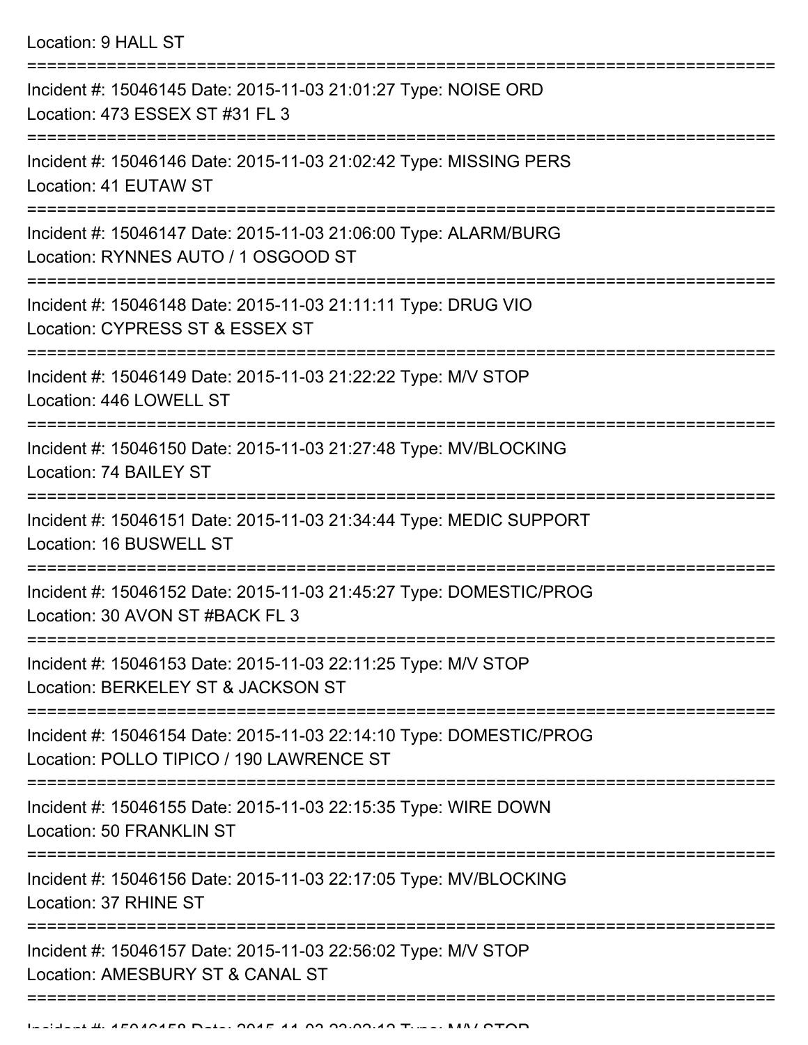Location: 9 HALL ST

===========================================================================

Incident #: 15046145 Date: 2015-11-03 21:01:27 Type: NOISE ORD
Location: 473 ESSEX ST #31 FL 3

===========================================================================

Incident #: 15046146 Date: 2015-11-03 21:02:42 Type: MISSING PERS
Location: 41 EUTAW ST

===========================================================================

Incident #: 15046147 Date: 2015-11-03 21:06:00 Type: ALARM/BURG
Location: RYNNES AUTO / 1 OSGOOD ST

===========================================================================

Incident #: 15046148 Date: 2015-11-03 21:11:11 Type: DRUG VIO
Location: CYPRESS ST & ESSEX ST

===========================================================================

Incident #: 15046149 Date: 2015-11-03 21:22:22 Type: M/V STOP
Location: 446 LOWELL ST

===========================================================================

Incident #: 15046150 Date: 2015-11-03 21:27:48 Type: MV/BLOCKING
Location: 74 BAILEY ST

===========================================================================

Incident #: 15046151 Date: 2015-11-03 21:34:44 Type: MEDIC SUPPORT
Location: 16 BUSWELL ST

===========================================================================

Incident #: 15046152 Date: 2015-11-03 21:45:27 Type: DOMESTIC/PROG
Location: 30 AVON ST #BACK FL 3

===========================================================================

Incident #: 15046153 Date: 2015-11-03 22:11:25 Type: M/V STOP
Location: BERKELEY ST & JACKSON ST

===========================================================================

Incident #: 15046154 Date: 2015-11-03 22:14:10 Type: DOMESTIC/PROG
Location: POLLO TIPICO / 190 LAWRENCE ST

===========================================================================

Incident #: 15046155 Date: 2015-11-03 22:15:35 Type: WIRE DOWN
Location: 50 FRANKLIN ST

===========================================================================

Incident #: 15046156 Date: 2015-11-03 22:17:05 Type: MV/BLOCKING
Location: 37 RHINE ST

===========================================================================

Incident #: 15046157 Date: 2015-11-03 22:56:02 Type: M/V STOP
Location: AMESBURY ST & CANAL ST

===========================================================================

Incident #: 15046158 Date: 2015-11-03 23:02:12 Type: M/V STOP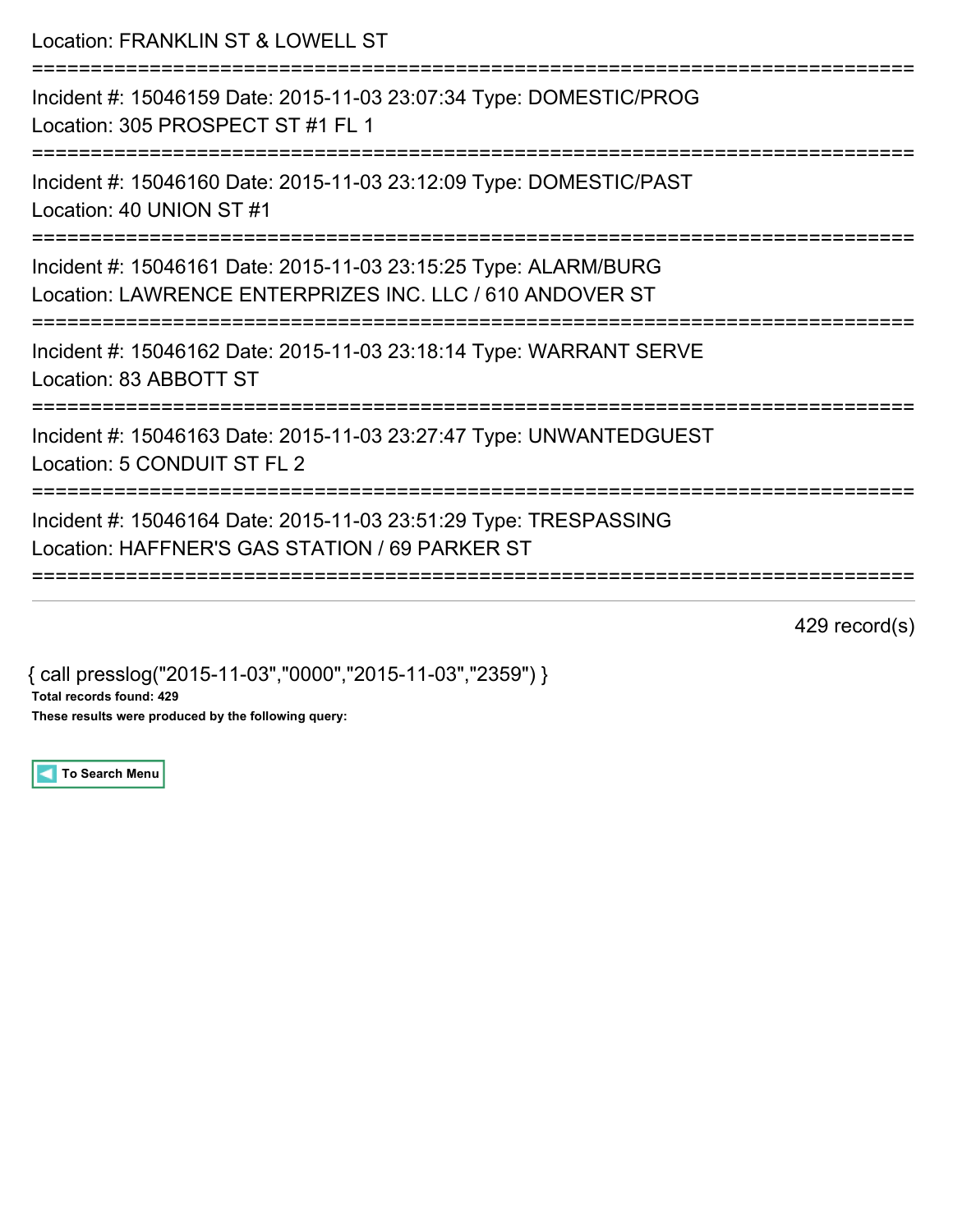Location: FRANKLIN ST & LOWELL ST

===========================================================================

Incident #: 15046159 Date: 2015-11-03 23:07:34 Type: DOMESTIC/PROG
Location: 305 PROSPECT ST #1 FL 1

===========================================================================

Incident #: 15046160 Date: 2015-11-03 23:12:09 Type: DOMESTIC/PAST
Location: 40 UNION ST #1

===========================================================================

Incident #: 15046161 Date: 2015-11-03 23:15:25 Type: ALARM/BURG
Location: LAWRENCE ENTERPRIZES INC. LLC / 610 ANDOVER ST

===========================================================================

Incident #: 15046162 Date: 2015-11-03 23:18:14 Type: WARRANT SERVE
Location: 83 ABBOTT ST

===========================================================================

Incident #: 15046163 Date: 2015-11-03 23:27:47 Type: UNWANTEDGUEST
Location: 5 CONDUIT ST FL 2

===========================================================================

Incident #: 15046164 Date: 2015-11-03 23:51:29 Type: TRESPASSING
Location: HAFFNER'S GAS STATION / 69 PARKER ST

===========================================================================

429 record(s)

{ call presslog("2015-11-03","0000","2015-11-03","2359") }

**Total records found: 429**

**These results were produced by the following query:**

To Search Menu